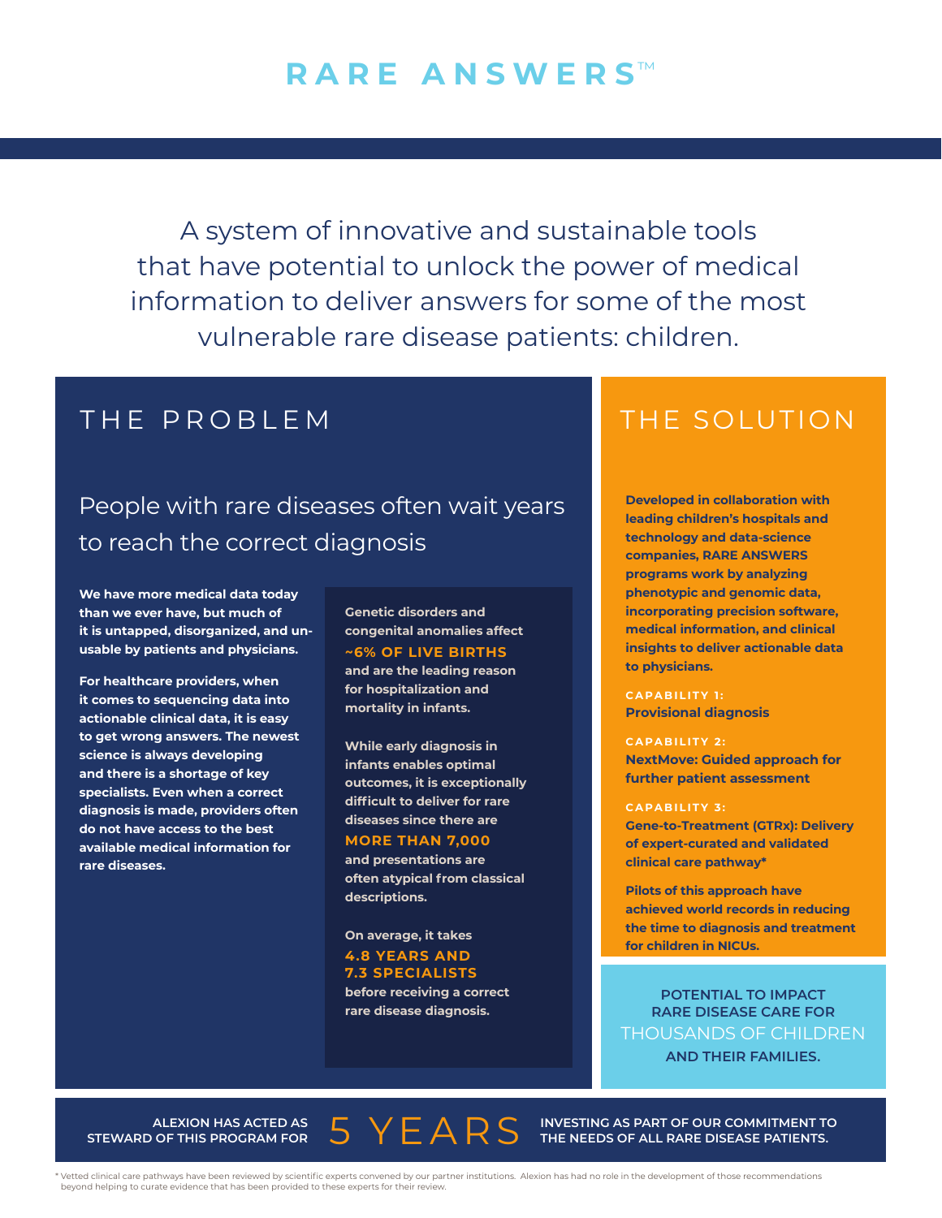# RARE ANSWERS™

A system of innovative and sustainable tools that have potential to unlock the power of medical information to deliver answers for some of the most vulnerable rare disease patients: children.

## THE PROBLEM

### People with rare diseases often wait years to reach the correct diagnosis

**We have more medical data today than we ever have, but much of it is untapped, disorganized, and unusable by patients and physicians.**

**For healthcare providers, when it comes to sequencing data into actionable clinical data, it is easy to get wrong answers. The newest science is always developing and there is a shortage of key specialists. Even when a correct diagnosis is made, providers often do not have access to the best available medical information for rare diseases.**

**Genetic disorders and congenital anomalies affect ~6% OF LIVE BIRTHS and are the leading reason for hospitalization and mortality in infants.**

**While early diagnosis in infants enables optimal outcomes, it is exceptionally difficult to deliver for rare diseases since there are MORE THAN 7,000 and presentations are often atypical from classical descriptions.**

**On average, it takes 4.8 YEARS AND 7.3 SPECIALISTS before receiving a correct rare disease diagnosis.**

## THE SOLUTION

**Developed in collaboration with leading children's hospitals and technology and data-science companies, RARE ANSWERS programs work by analyzing phenotypic and genomic data, incorporating precision software, medical information, and clinical insights to deliver actionable data to physicians.**

**CAPABILITY 1:**
**Provisional diagnosis**

**CAPABILITY 2:**
**NextMove: Guided approach for further patient assessment**

**CAPABILITY 3:**
**Gene-to-Treatment (GTRx): Delivery of expert-curated and validated clinical care pathway***

**Pilots of this approach have achieved world records in reducing the time to diagnosis and treatment for children in NICUs.**

POTENTIAL TO IMPACT RARE DISEASE CARE FOR THOUSANDS OF CHILDREN AND THEIR FAMILIES.

ALEXION HAS ACTED AS STEWARD OF THIS PROGRAM FOR 5 YEARS INVESTING AS PART OF OUR COMMITMENT TO THE NEEDS OF ALL RARE DISEASE PATIENTS.

* Vetted clinical care pathways have been reviewed by scientific experts convened by our partner institutions. Alexion has had no role in the development of those recommendations beyond helping to curate evidence that has been provided to these experts for their review.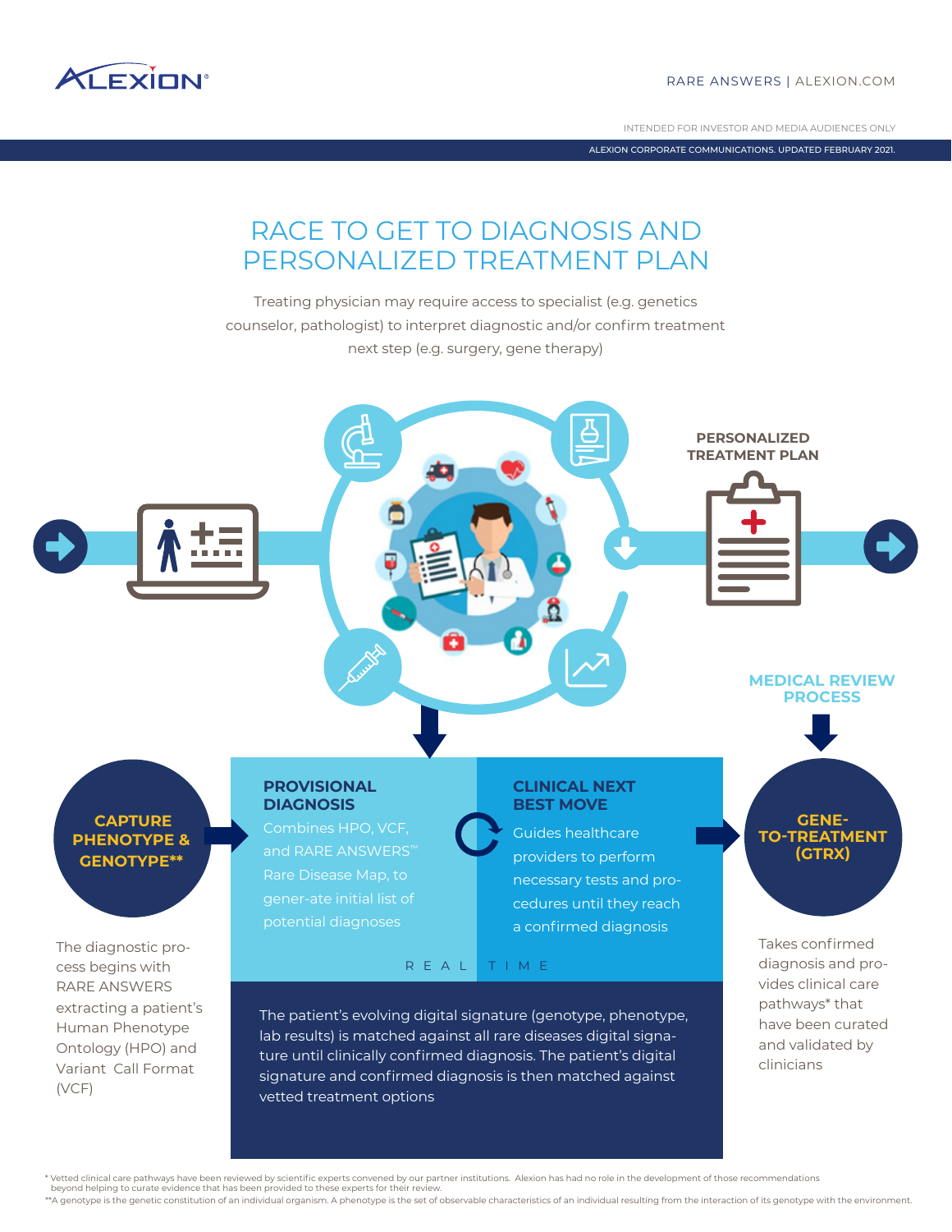RARE ANSWERS | ALEXION.COM

INTENDED FOR INVESTOR AND MEDIA AUDIENCES ONLY

ALEXION CORPORATE COMMUNICATIONS. UPDATED FEBRUARY 2021.

# RACE TO GET TO DIAGNOSIS AND PERSONALIZED TREATMENT PLAN

Treating physician may require access to specialist (e.g. genetics counselor, pathologist) to interpret diagnostic and/or confirm treatment next step (e.g. surgery, gene therapy)

PERSONALIZED TREATMENT PLAN

MEDICAL REVIEW PROCESS

**CAPTURE PHENOTYPE & GENOTYPE****

The diagnostic process begins with RARE ANSWERS extracting a patient's Human Phenotype Ontology (HPO) and Variant Call Format (VCF)

**PROVISIONAL DIAGNOSIS**

Combines HPO, VCF, and RARE ANSWERS™ Rare Disease Map, to generate initial list of potential diagnoses

**CLINICAL NEXT BEST MOVE**

Guides healthcare providers to perform necessary tests and procedures until they reach a confirmed diagnosis

REAL TIME

The patient's evolving digital signature (genotype, phenotype, lab results) is matched against all rare diseases digital signature until clinically confirmed diagnosis. The patient's digital signature and confirmed diagnosis is then matched against vetted treatment options

**GENE-TO-TREATMENT (GTRX)**

Takes confirmed diagnosis and provides clinical care pathways* that have been curated and validated by clinicians

\* Vetted clinical care pathways have been reviewed by scientific experts convened by our partner institutions. Alexion has had no role in the development of those recommendations beyond helping to curate evidence that has been provided to these experts for their review.

\*\*A genotype is the genetic constitution of an individual organism. A phenotype is the set of observable characteristics of an individual resulting from the interaction of its genotype with the environment.